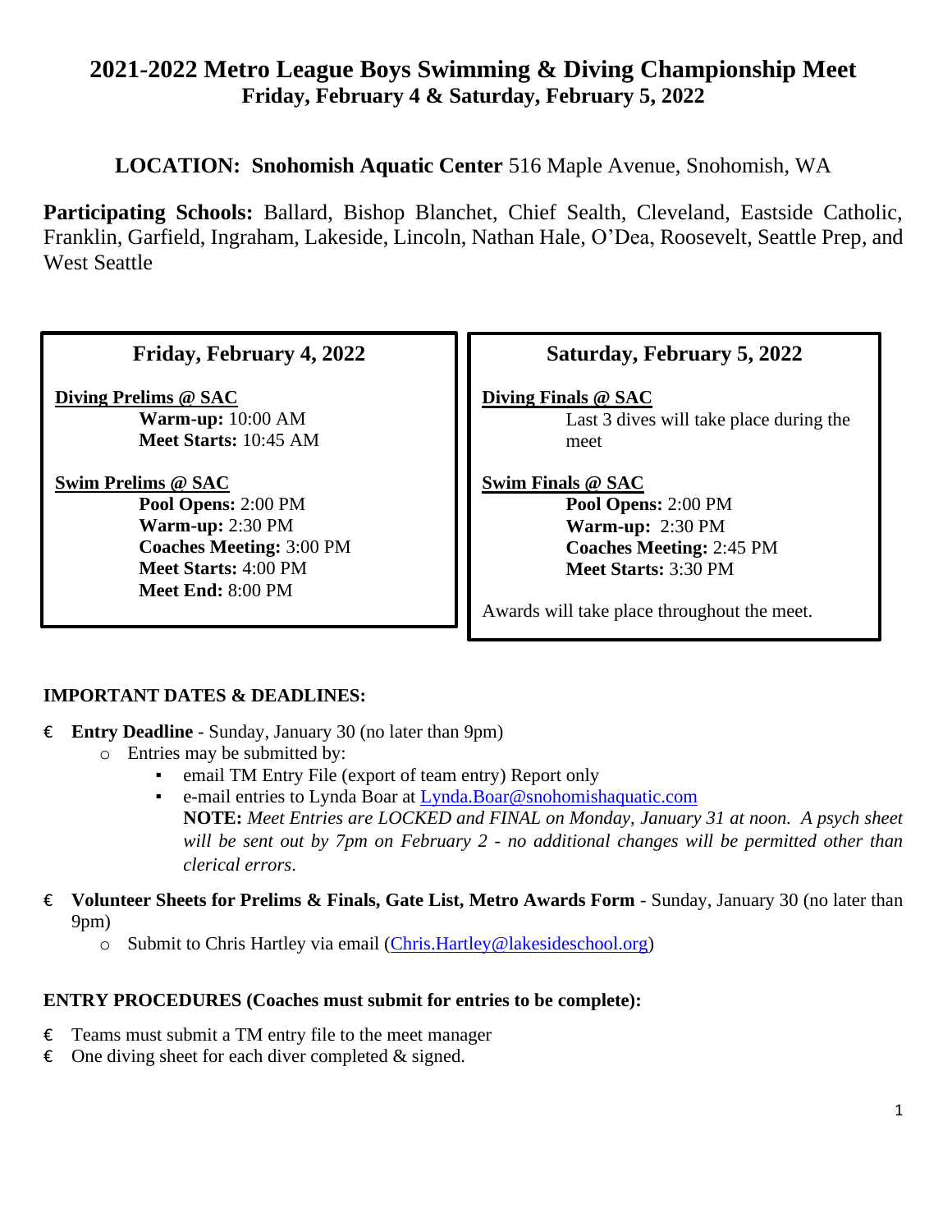# 2021-2022 Metro League Boys Swimming & Diving Championship Meet

## Friday, February 4 & Saturday, February 5, 2022

**LOCATION: Snohomish Aquatic Center** 516 Maple Avenue, Snohomish, WA

**Participating Schools:** Ballard, Bishop Blanchet, Chief Sealth, Cleveland, Eastside Catholic, Franklin, Garfield, Ingraham, Lakeside, Lincoln, Nathan Hale, O'Dea, Roosevelt, Seattle Prep, and West Seattle

### Friday, February 4, 2022

**Diving Prelims @ SAC**

- **Warm-up:** 10:00 AM
- **Meet Starts:** 10:45 AM

**Swim Prelims @ SAC**

- **Pool Opens:** 2:00 PM
- **Warm-up:** 2:30 PM
- **Coaches Meeting:** 3:00 PM
- **Meet Starts:** 4:00 PM
- **Meet End:** 8:00 PM

### Saturday, February 5, 2022

**Diving Finals @ SAC**

Last 3 dives will take place during the meet

**Swim Finals @ SAC**

- **Pool Opens:** 2:00 PM
- **Warm-up:** 2:30 PM
- **Coaches Meeting:** 2:45 PM
- **Meet Starts:** 3:30 PM

Awards will take place throughout the meet.

**IMPORTANT DATES & DEADLINES:**

- **Entry Deadline** - Sunday, January 30 (no later than 9pm)
  - Entries may be submitted by:
    - email TM Entry File (export of team entry) Report only
    - e-mail entries to Lynda Boar at Lynda.Boar@snohomishaquatic.com
      **NOTE:** *Meet Entries are LOCKED and FINAL on Monday, January 31 at noon. A psych sheet will be sent out by 7pm on February 2 - no additional changes will be permitted other than clerical errors.*
- **Volunteer Sheets for Prelims & Finals, Gate List, Metro Awards Form** - Sunday, January 30 (no later than 9pm)
  - Submit to Chris Hartley via email (Chris.Hartley@lakesideschool.org)

**ENTRY PROCEDURES (Coaches must submit for entries to be complete):**

- Teams must submit a TM entry file to the meet manager
- One diving sheet for each diver completed & signed.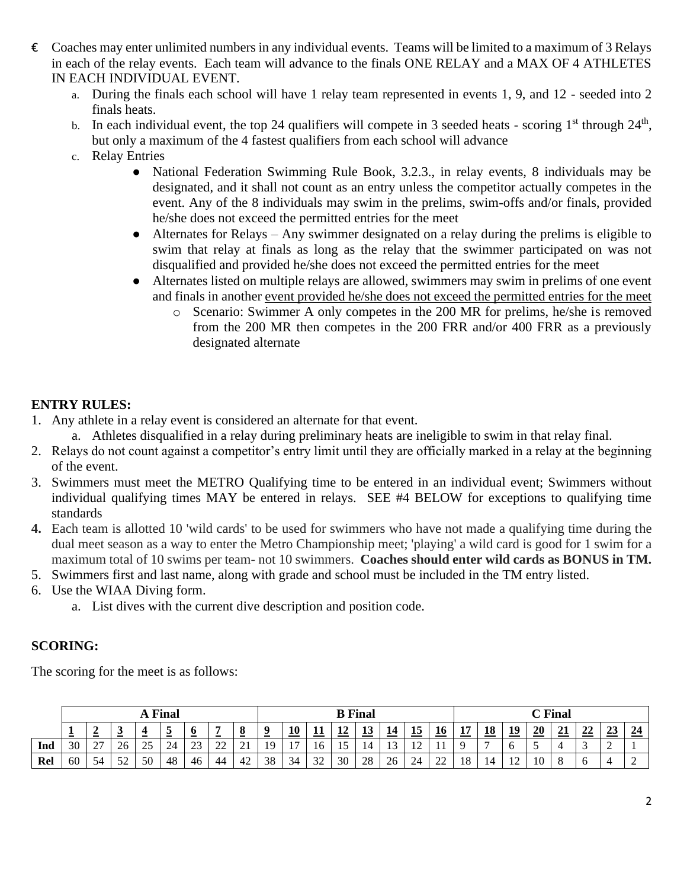- € Coaches may enter unlimited numbers in any individual events. Teams will be limited to a maximum of 3 Relays in each of the relay events. Each team will advance to the finals ONE RELAY and a MAX OF 4 ATHLETES IN EACH INDIVIDUAL EVENT.
  a. During the finals each school will have 1 relay team represented in events 1, 9, and 12 - seeded into 2 finals heats.
  b. In each individual event, the top 24 qualifiers will compete in 3 seeded heats - scoring 1st through 24th, but only a maximum of the 4 fastest qualifiers from each school will advance
  c. Relay Entries
     - National Federation Swimming Rule Book, 3.2.3., in relay events, 8 individuals may be designated, and it shall not count as an entry unless the competitor actually competes in the event. Any of the 8 individuals may swim in the prelims, swim-offs and/or finals, provided he/she does not exceed the permitted entries for the meet
     - Alternates for Relays – Any swimmer designated on a relay during the prelims is eligible to swim that relay at finals as long as the relay that the swimmer participated on was not disqualified and provided he/she does not exceed the permitted entries for the meet
     - Alternates listed on multiple relays are allowed, swimmers may swim in prelims of one event and finals in another <u>event provided he/she does not exceed the permitted entries for the meet</u>
       - o Scenario: Swimmer A only competes in the 200 MR for prelims, he/she is removed from the 200 MR then competes in the 200 FRR and/or 400 FRR as a previously designated alternate

**ENTRY RULES:**

1. Any athlete in a relay event is considered an alternate for that event.
   a. Athletes disqualified in a relay during preliminary heats are ineligible to swim in that relay final.
2. Relays do not count against a competitor's entry limit until they are officially marked in a relay at the beginning of the event.
3. Swimmers must meet the METRO Qualifying time to be entered in an individual event; Swimmers without individual qualifying times MAY be entered in relays. SEE #4 BELOW for exceptions to qualifying time standards
4. Each team is allotted 10 'wild cards' to be used for swimmers who have not made a qualifying time during the dual meet season as a way to enter the Metro Championship meet; 'playing' a wild card is good for 1 swim for a maximum total of 10 swims per team- not 10 swimmers. **Coaches should enter wild cards as BONUS in TM.**
5. Swimmers first and last name, along with grade and school must be included in the TM entry listed.
6. Use the WIAA Diving form.
   a. List dives with the current dive description and position code.

**SCORING:**

The scoring for the meet is as follows:

| | A Final | | | | | | | | B Final | | | | | | | | C Final | | | | | | | |
|---|---|---|---|---|---|---|---|---|---|---|---|---|---|---|---|---|---|---|---|---|---|---|---|---|
| | <u>1</u> | <u>2</u> | <u>3</u> | <u>4</u> | <u>5</u> | <u>6</u> | <u>7</u> | <u>8</u> | <u>9</u> | <u>10</u> | <u>11</u> | <u>12</u> | <u>13</u> | <u>14</u> | <u>15</u> | <u>16</u> | <u>17</u> | <u>18</u> | <u>19</u> | <u>20</u> | <u>21</u> | <u>22</u> | <u>23</u> | <u>24</u> |
| **Ind** | 30 | 27 | 26 | 25 | 24 | 23 | 22 | 21 | 19 | 17 | 16 | 15 | 14 | 13 | 12 | 11 | 9 | 7 | 6 | 5 | 4 | 3 | 2 | 1 |
| **Rel** | 60 | 54 | 52 | 50 | 48 | 46 | 44 | 42 | 38 | 34 | 32 | 30 | 28 | 26 | 24 | 22 | 18 | 14 | 12 | 10 | 8 | 6 | 4 | 2 |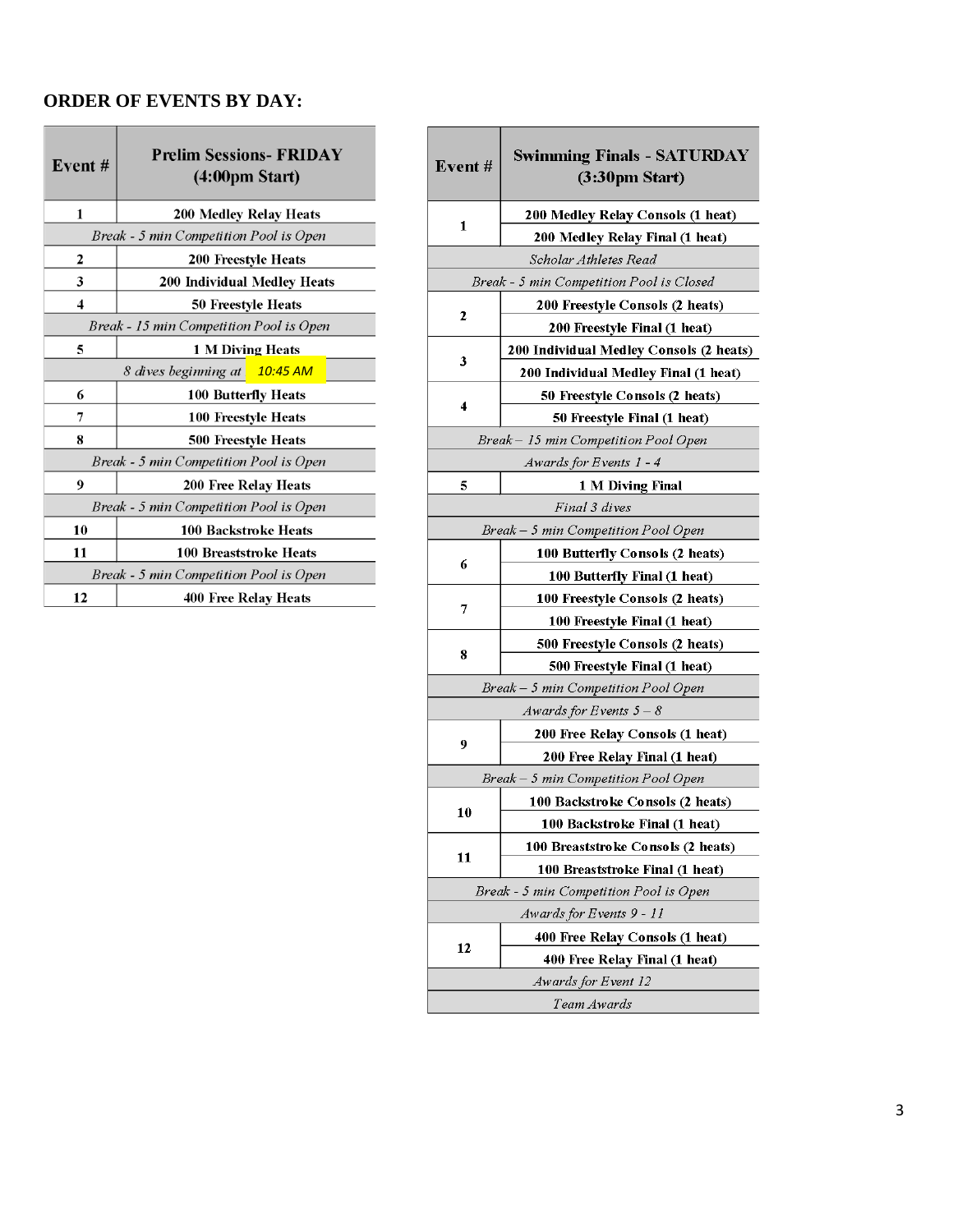## ORDER OF EVENTS BY DAY:

| Event # | Prelim Sessions- FRIDAY (4:00pm Start) |
|---|---|
| 1 | 200 Medley Relay Heats |
| *Break - 5 min Competition Pool is Open* | |
| 2 | 200 Freestyle Heats |
| 3 | 200 Individual Medley Heats |
| 4 | 50 Freestyle Heats |
| *Break - 15 min Competition Pool is Open* | |
| 5 | 1 M Diving Heats |
| *8 dives beginning at 10:45 AM* | |
| 6 | 100 Butterfly Heats |
| 7 | 100 Freestyle Heats |
| 8 | 500 Freestyle Heats |
| *Break - 5 min Competition Pool is Open* | |
| 9 | 200 Free Relay Heats |
| *Break - 5 min Competition Pool is Open* | |
| 10 | 100 Backstroke Heats |
| 11 | 100 Breaststroke Heats |
| *Break - 5 min Competition Pool is Open* | |
| 12 | 400 Free Relay Heats |

| Event # | Swimming Finals - SATURDAY (3:30pm Start) |
|---|---|
| 1 | 200 Medley Relay Consols (1 heat) |
| | 200 Medley Relay Final (1 heat) |
| *Scholar Athletes Read* | |
| *Break - 5 min Competition Pool is Closed* | |
| 2 | 200 Freestyle Consols (2 heats) |
| | 200 Freestyle Final (1 heat) |
| 3 | 200 Individual Medley Consols (2 heats) |
| | 200 Individual Medley Final (1 heat) |
| 4 | 50 Freestyle Consols (2 heats) |
| | 50 Freestyle Final (1 heat) |
| *Break – 15 min Competition Pool Open* | |
| *Awards for Events 1 - 4* | |
| 5 | 1 M Diving Final |
| *Final 3 dives* | |
| *Break – 5 min Competition Pool Open* | |
| 6 | 100 Butterfly Consols (2 heats) |
| | 100 Butterfly Final (1 heat) |
| 7 | 100 Freestyle Consols (2 heats) |
| | 100 Freestyle Final (1 heat) |
| 8 | 500 Freestyle Consols (2 heats) |
| | 500 Freestyle Final (1 heat) |
| *Break – 5 min Competition Pool Open* | |
| *Awards for Events 5 – 8* | |
| 9 | 200 Free Relay Consols (1 heat) |
| | 200 Free Relay Final (1 heat) |
| *Break – 5 min Competition Pool Open* | |
| 10 | 100 Backstroke Consols (2 heats) |
| | 100 Backstroke Final (1 heat) |
| 11 | 100 Breaststroke Consols (2 heats) |
| | 100 Breaststroke Final (1 heat) |
| *Break - 5 min Competition Pool is Open* | |
| *Awards for Events 9 - 11* | |
| 12 | 400 Free Relay Consols (1 heat) |
| | 400 Free Relay Final (1 heat) |
| *Awards for Event 12* | |
| *Team Awards* | |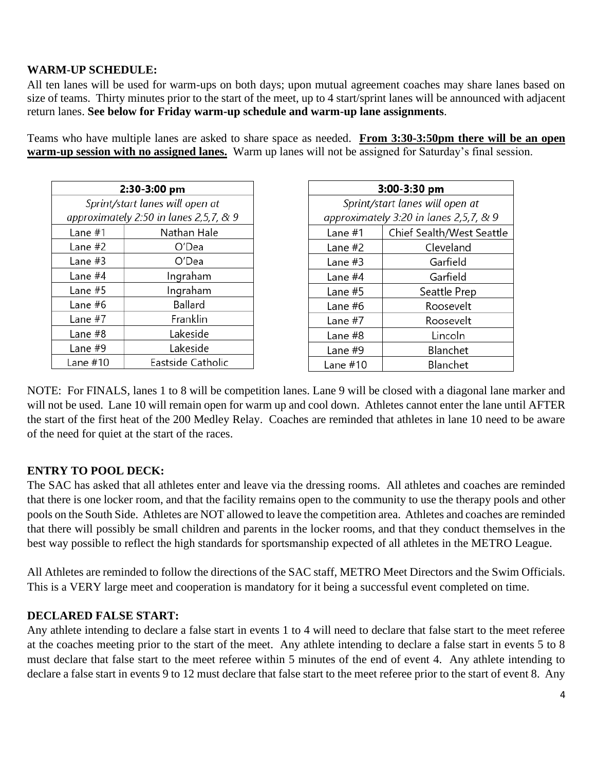**WARM-UP SCHEDULE:**
All ten lanes will be used for warm-ups on both days; upon mutual agreement coaches may share lanes based on size of teams. Thirty minutes prior to the start of the meet, up to 4 start/sprint lanes will be announced with adjacent return lanes. **See below for Friday warm-up schedule and warm-up lane assignments**.

Teams who have multiple lanes are asked to share space as needed. **From 3:30-3:50pm there will be an open warm-up session with no assigned lanes.** Warm up lanes will not be assigned for Saturday's final session.

| **2:30-3:00 pm** | |
|---|---|
| *Sprint/start lanes will open at approximately 2:50 in lanes 2,5,7, & 9* | |
| Lane #1 | Nathan Hale |
| Lane #2 | O'Dea |
| Lane #3 | O'Dea |
| Lane #4 | Ingraham |
| Lane #5 | Ingraham |
| Lane #6 | Ballard |
| Lane #7 | Franklin |
| Lane #8 | Lakeside |
| Lane #9 | Lakeside |
| Lane #10 | Eastside Catholic |

| **3:00-3:30 pm** | |
|---|---|
| *Sprint/start lanes will open at approximately 3:20 in lanes 2,5,7, & 9* | |
| Lane #1 | Chief Sealth/West Seattle |
| Lane #2 | Cleveland |
| Lane #3 | Garfield |
| Lane #4 | Garfield |
| Lane #5 | Seattle Prep |
| Lane #6 | Roosevelt |
| Lane #7 | Roosevelt |
| Lane #8 | Lincoln |
| Lane #9 | Blanchet |
| Lane #10 | Blanchet |

NOTE: For FINALS, lanes 1 to 8 will be competition lanes. Lane 9 will be closed with a diagonal lane marker and will not be used. Lane 10 will remain open for warm up and cool down. Athletes cannot enter the lane until AFTER the start of the first heat of the 200 Medley Relay. Coaches are reminded that athletes in lane 10 need to be aware of the need for quiet at the start of the races.

**ENTRY TO POOL DECK:**
The SAC has asked that all athletes enter and leave via the dressing rooms. All athletes and coaches are reminded that there is one locker room, and that the facility remains open to the community to use the therapy pools and other pools on the South Side. Athletes are NOT allowed to leave the competition area. Athletes and coaches are reminded that there will possibly be small children and parents in the locker rooms, and that they conduct themselves in the best way possible to reflect the high standards for sportsmanship expected of all athletes in the METRO League.

All Athletes are reminded to follow the directions of the SAC staff, METRO Meet Directors and the Swim Officials. This is a VERY large meet and cooperation is mandatory for it being a successful event completed on time.

**DECLARED FALSE START:**
Any athlete intending to declare a false start in events 1 to 4 will need to declare that false start to the meet referee at the coaches meeting prior to the start of the meet. Any athlete intending to declare a false start in events 5 to 8 must declare that false start to the meet referee within 5 minutes of the end of event 4. Any athlete intending to declare a false start in events 9 to 12 must declare that false start to the meet referee prior to the start of event 8. Any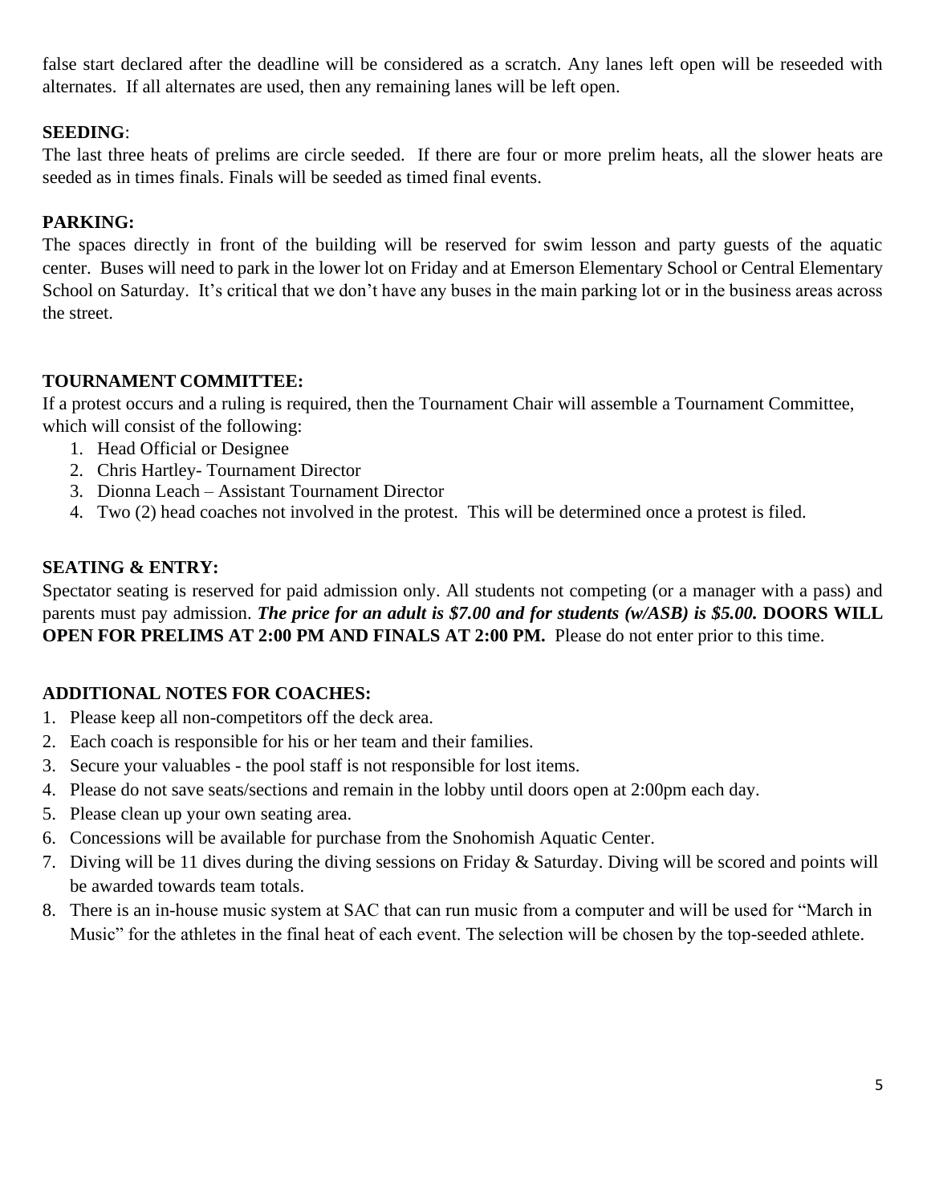false start declared after the deadline will be considered as a scratch. Any lanes left open will be reseeded with alternates. If all alternates are used, then any remaining lanes will be left open.

**SEEDING**:

The last three heats of prelims are circle seeded. If there are four or more prelim heats, all the slower heats are seeded as in times finals. Finals will be seeded as timed final events.

**PARKING:**

The spaces directly in front of the building will be reserved for swim lesson and party guests of the aquatic center. Buses will need to park in the lower lot on Friday and at Emerson Elementary School or Central Elementary School on Saturday. It's critical that we don't have any buses in the main parking lot or in the business areas across the street.

**TOURNAMENT COMMITTEE:**

If a protest occurs and a ruling is required, then the Tournament Chair will assemble a Tournament Committee, which will consist of the following:

1. Head Official or Designee
2. Chris Hartley- Tournament Director
3. Dionna Leach – Assistant Tournament Director
4. Two (2) head coaches not involved in the protest. This will be determined once a protest is filed.

**SEATING & ENTRY:**

Spectator seating is reserved for paid admission only. All students not competing (or a manager with a pass) and parents must pay admission. ***The price for an adult is $7.00 and for students (w/ASB) is $5.00.*** **DOORS WILL OPEN FOR PRELIMS AT 2:00 PM AND FINALS AT 2:00 PM.** Please do not enter prior to this time.

**ADDITIONAL NOTES FOR COACHES:**

1. Please keep all non-competitors off the deck area.
2. Each coach is responsible for his or her team and their families.
3. Secure your valuables - the pool staff is not responsible for lost items.
4. Please do not save seats/sections and remain in the lobby until doors open at 2:00pm each day.
5. Please clean up your own seating area.
6. Concessions will be available for purchase from the Snohomish Aquatic Center.
7. Diving will be 11 dives during the diving sessions on Friday & Saturday. Diving will be scored and points will be awarded towards team totals.
8. There is an in-house music system at SAC that can run music from a computer and will be used for "March in Music" for the athletes in the final heat of each event. The selection will be chosen by the top-seeded athlete.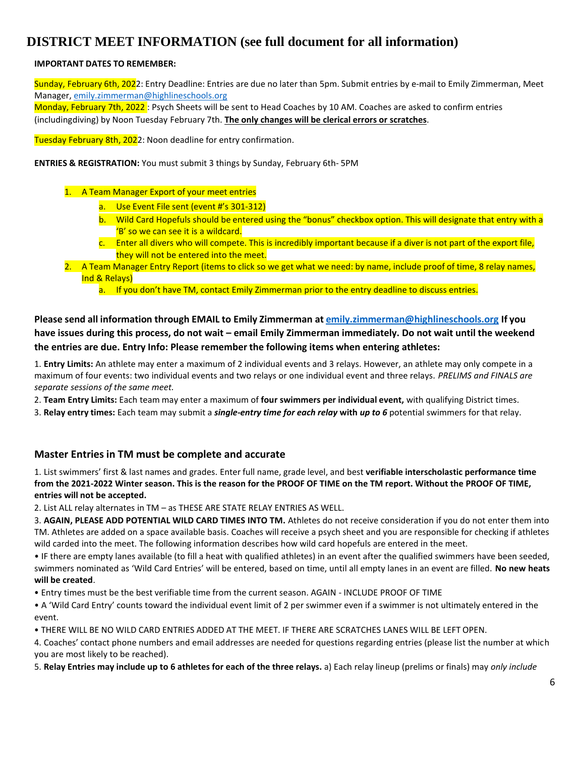# DISTRICT MEET INFORMATION (see full document for all information)

**IMPORTANT DATES TO REMEMBER:**

Sunday, February 6th, 2022: Entry Deadline: Entries are due no later than 5pm. Submit entries by e-mail to Emily Zimmerman, Meet Manager, emily.zimmerman@highlineschools.org
Monday, February 7th, 2022 : Psych Sheets will be sent to Head Coaches by 10 AM. Coaches are asked to confirm entries (includingdiving) by Noon Tuesday February 7th. **The only changes will be clerical errors or scratches**.

Tuesday February 8th, 2022: Noon deadline for entry confirmation.

**ENTRIES & REGISTRATION:** You must submit 3 things by Sunday, February 6th- 5PM

1. A Team Manager Export of your meet entries
   a. Use Event File sent (event #'s 301-312)
   b. Wild Card Hopefuls should be entered using the "bonus" checkbox option. This will designate that entry with a 'B' so we can see it is a wildcard.
   c. Enter all divers who will compete. This is incredibly important because if a diver is not part of the export file, they will not be entered into the meet.
2. A Team Manager Entry Report (items to click so we get what we need: by name, include proof of time, 8 relay names, Ind & Relays)
   a. If you don't have TM, contact Emily Zimmerman prior to the entry deadline to discuss entries.

**Please send all information through EMAIL to Emily Zimmerman at emily.zimmerman@highlineschools.org If you have issues during this process, do not wait – email Emily Zimmerman immediately. Do not wait until the weekend the entries are due. Entry Info: Please remember the following items when entering athletes:**

1. **Entry Limits:** An athlete may enter a maximum of 2 individual events and 3 relays. However, an athlete may only compete in a maximum of four events: two individual events and two relays or one individual event and three relays. *PRELIMS and FINALS are separate sessions of the same meet.*
2. **Team Entry Limits:** Each team may enter a maximum of **four swimmers per individual event,** with qualifying District times.
3. **Relay entry times:** Each team may submit a ***single-entry time for each relay*** **with** ***up to 6*** potential swimmers for that relay.

## Master Entries in TM must be complete and accurate

1. List swimmers' first & last names and grades. Enter full name, grade level, and best **verifiable interscholastic performance time from the 2021-2022 Winter season. This is the reason for the PROOF OF TIME on the TM report. Without the PROOF OF TIME, entries will not be accepted.**
2. List ALL relay alternates in TM – as THESE ARE STATE RELAY ENTRIES AS WELL.
3. **AGAIN, PLEASE ADD POTENTIAL WILD CARD TIMES INTO TM.** Athletes do not receive consideration if you do not enter them into TM. Athletes are added on a space available basis. Coaches will receive a psych sheet and you are responsible for checking if athletes wild carded into the meet. The following information describes how wild card hopefuls are entered in the meet.

• IF there are empty lanes available (to fill a heat with qualified athletes) in an event after the qualified swimmers have been seeded, swimmers nominated as 'Wild Card Entries' will be entered, based on time, until all empty lanes in an event are filled. **No new heats will be created**.

• Entry times must be the best verifiable time from the current season. AGAIN - INCLUDE PROOF OF TIME

• A 'Wild Card Entry' counts toward the individual event limit of 2 per swimmer even if a swimmer is not ultimately entered in the event.

• THERE WILL BE NO WILD CARD ENTRIES ADDED AT THE MEET. IF THERE ARE SCRATCHES LANES WILL BE LEFT OPEN.

4. Coaches' contact phone numbers and email addresses are needed for questions regarding entries (please list the number at which you are most likely to be reached).
5. **Relay Entries may include up to 6 athletes for each of the three relays.** a) Each relay lineup (prelims or finals) may *only include*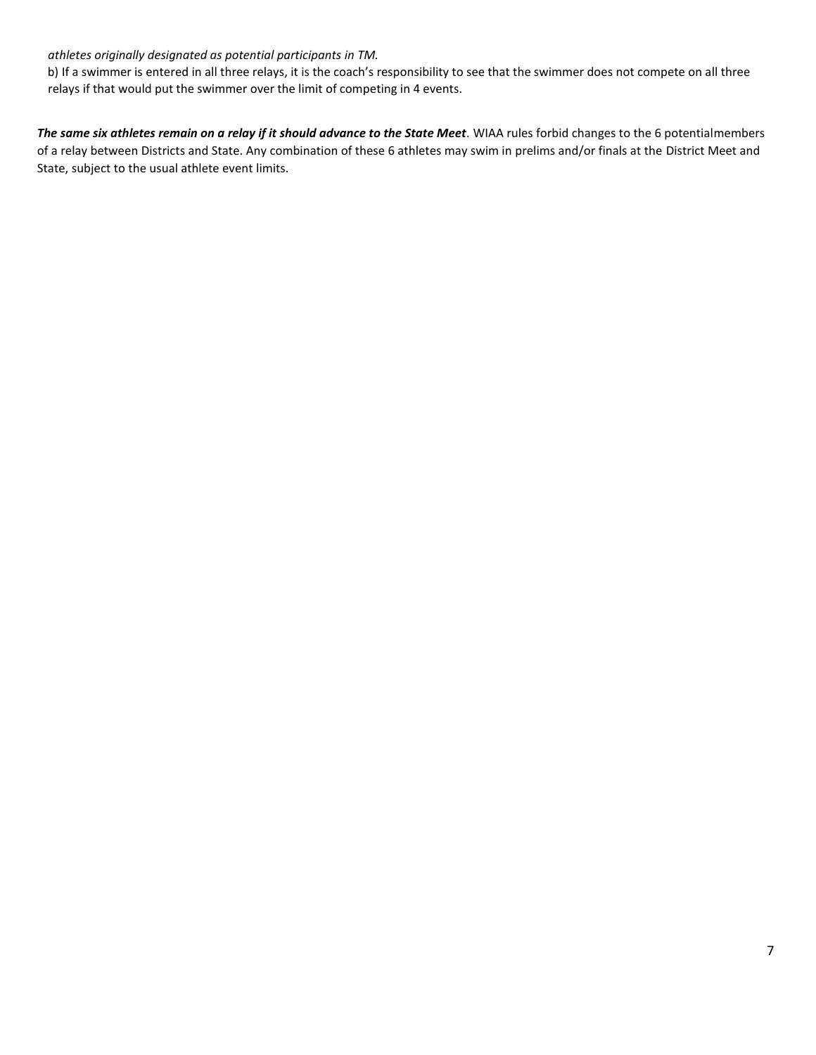*athletes originally designated as potential participants in TM.*

b) If a swimmer is entered in all three relays, it is the coach's responsibility to see that the swimmer does not compete on all three relays if that would put the swimmer over the limit of competing in 4 events.

***The same six athletes remain on a relay if it should advance to the State Meet***. WIAA rules forbid changes to the 6 potentialmembers of a relay between Districts and State. Any combination of these 6 athletes may swim in prelims and/or finals at the District Meet and State, subject to the usual athlete event limits.